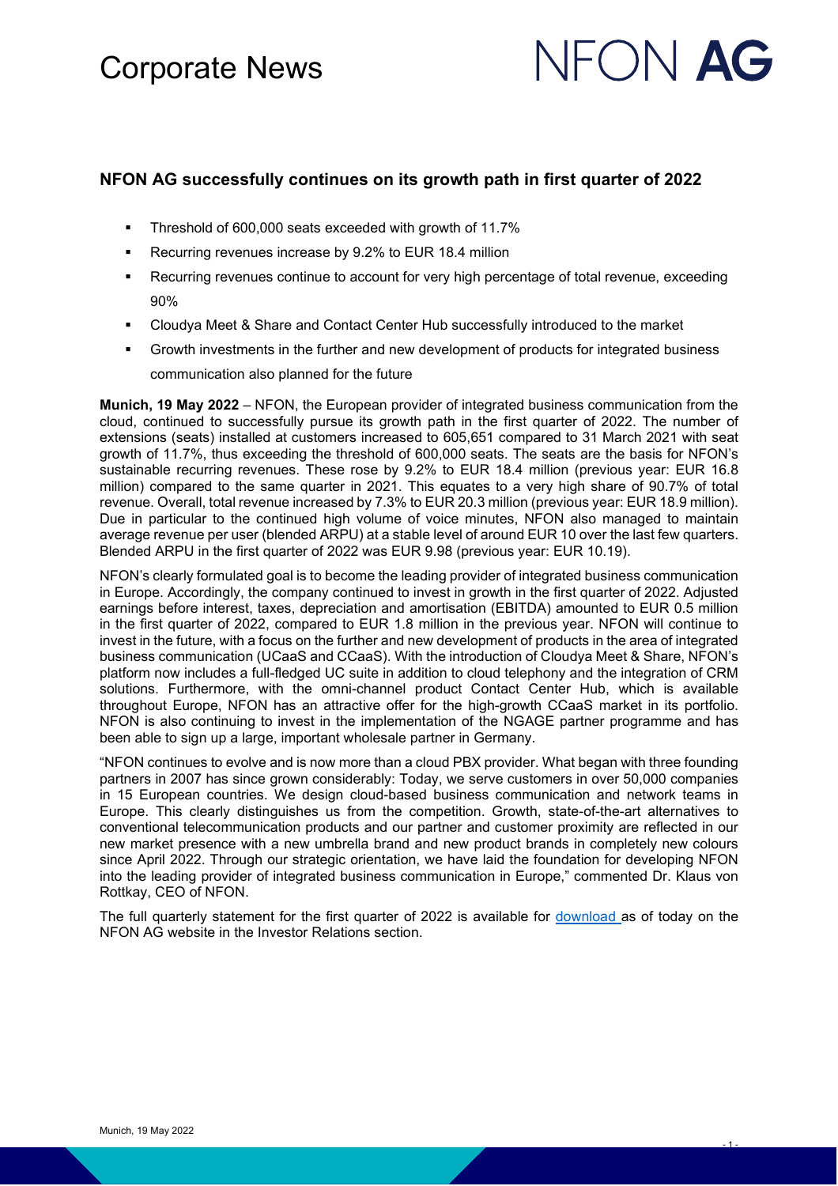# Corporate News

NFON **AG**

## NFON AG successfully continues on its growth path in first quarter of 2022

- Threshold of 600,000 seats exceeded with growth of 11.7%
- Recurring revenues increase by 9.2% to EUR 18.4 million
- Recurring revenues continue to account for very high percentage of total revenue, exceeding 90%
- Cloudya Meet & Share and Contact Center Hub successfully introduced to the market
- Growth investments in the further and new development of products for integrated business communication also planned for the future

**Munich, 19 May 2022** – NFON, the European provider of integrated business communication from the cloud, continued to successfully pursue its growth path in the first quarter of 2022. The number of extensions (seats) installed at customers increased to 605,651 compared to 31 March 2021 with seat growth of 11.7%, thus exceeding the threshold of 600,000 seats. The seats are the basis for NFON's sustainable recurring revenues. These rose by 9.2% to EUR 18.4 million (previous year: EUR 16.8 million) compared to the same quarter in 2021. This equates to a very high share of 90.7% of total revenue. Overall, total revenue increased by 7.3% to EUR 20.3 million (previous year: EUR 18.9 million). Due in particular to the continued high volume of voice minutes, NFON also managed to maintain average revenue per user (blended ARPU) at a stable level of around EUR 10 over the last few quarters. Blended ARPU in the first quarter of 2022 was EUR 9.98 (previous year: EUR 10.19).

NFON's clearly formulated goal is to become the leading provider of integrated business communication in Europe. Accordingly, the company continued to invest in growth in the first quarter of 2022. Adjusted earnings before interest, taxes, depreciation and amortisation (EBITDA) amounted to EUR 0.5 million in the first quarter of 2022, compared to EUR 1.8 million in the previous year. NFON will continue to invest in the future, with a focus on the further and new development of products in the area of integrated business communication (UCaaS and CCaaS). With the introduction of Cloudya Meet & Share, NFON's platform now includes a full-fledged UC suite in addition to cloud telephony and the integration of CRM solutions. Furthermore, with the omni-channel product Contact Center Hub, which is available throughout Europe, NFON has an attractive offer for the high-growth CCaaS market in its portfolio. NFON is also continuing to invest in the implementation of the NGAGE partner programme and has been able to sign up a large, important wholesale partner in Germany.

"NFON continues to evolve and is now more than a cloud PBX provider. What began with three founding partners in 2007 has since grown considerably: Today, we serve customers in over 50,000 companies in 15 European countries. We design cloud-based business communication and network teams in Europe. This clearly distinguishes us from the competition. Growth, state-of-the-art alternatives to conventional telecommunication products and our partner and customer proximity are reflected in our new market presence with a new umbrella brand and new product brands in completely new colours since April 2022. Through our strategic orientation, we have laid the foundation for developing NFON into the leading provider of integrated business communication in Europe," commented Dr. Klaus von Rottkay, CEO of NFON.

The full quarterly statement for the first quarter of 2022 is available for download as of today on the NFON AG website in the Investor Relations section.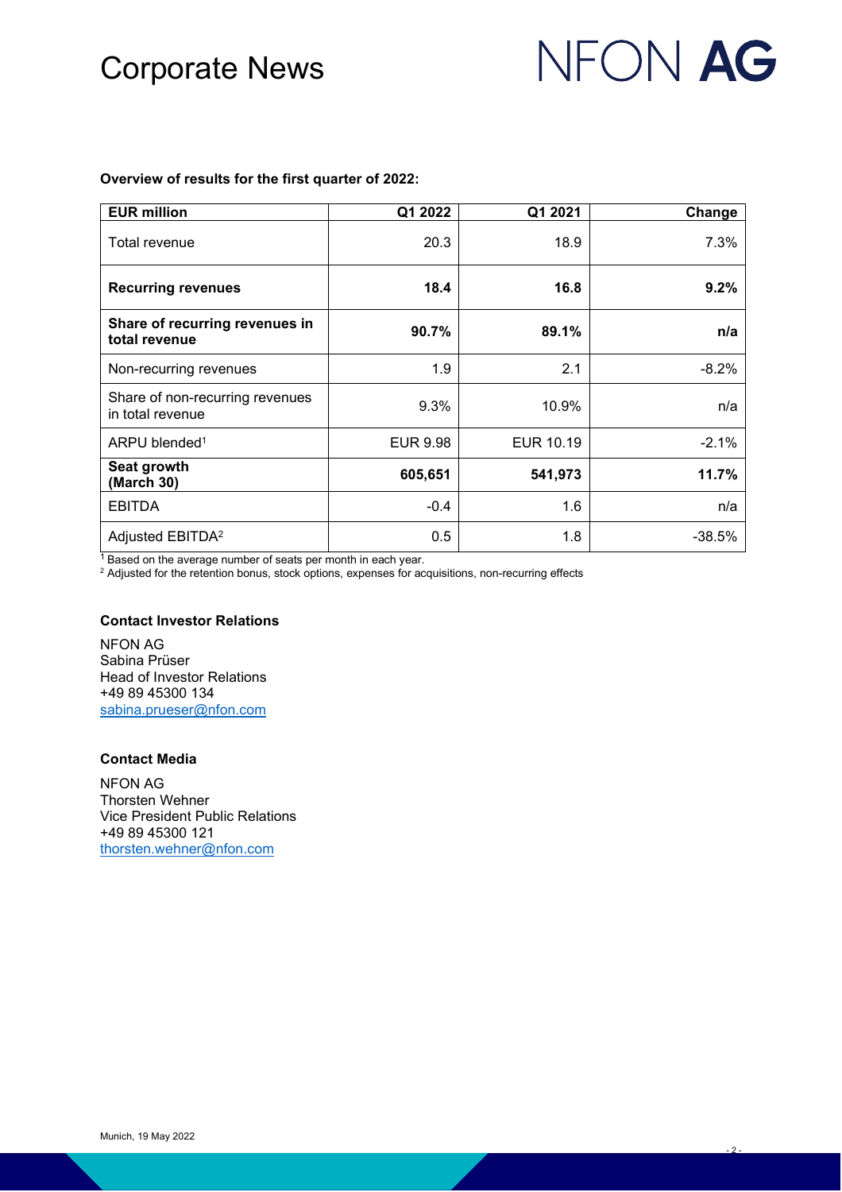**Overview of results for the first quarter of 2022:**

| EUR million | Q1 2022 | Q1 2021 | Change |
|---|---|---|---|
| Total revenue | 20.3 | 18.9 | 7.3% |
| **Recurring revenues** | **18.4** | **16.8** | **9.2%** |
| **Share of recurring revenues in total revenue** | **90.7%** | **89.1%** | **n/a** |
| Non-recurring revenues | 1.9 | 2.1 | -8.2% |
| Share of non-recurring revenues in total revenue | 9.3% | 10.9% | n/a |
| ARPU blended[1] | EUR 9.98 | EUR 10.19 | -2.1% |
| **Seat growth (March 30)** | **605,651** | **541,973** | **11.7%** |
| EBITDA | -0.4 | 1.6 | n/a |
| Adjusted EBITDA[2] | 0.5 | 1.8 | -38.5% |

[1] Based on the average number of seats per month in each year.
[2] Adjusted for the retention bonus, stock options, expenses for acquisitions, non-recurring effects

**Contact Investor Relations**

NFON AG
Sabina Prüser
Head of Investor Relations
+49 89 45300 134
sabina.prueser@nfon.com

**Contact Media**

NFON AG
Thorsten Wehner
Vice President Public Relations
+49 89 45300 121
thorsten.wehner@nfon.com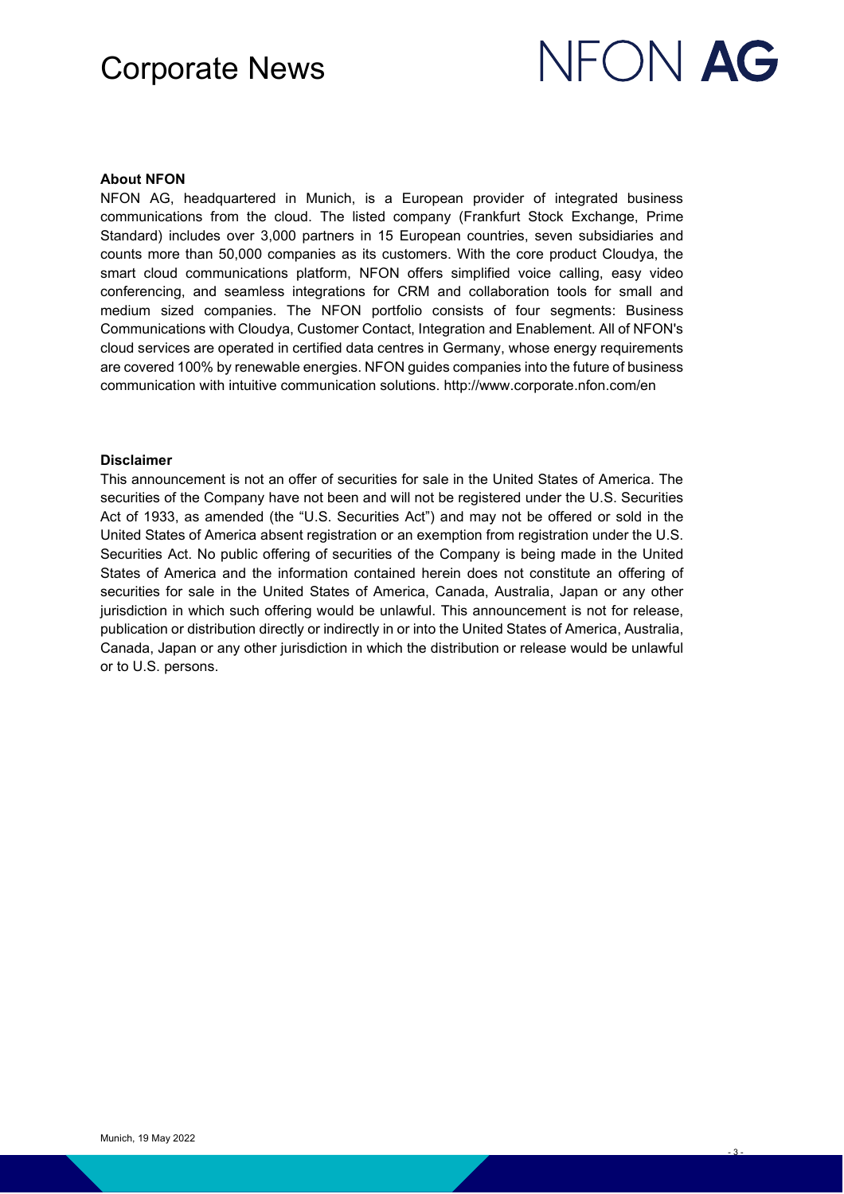**About NFON**

NFON AG, headquartered in Munich, is a European provider of integrated business communications from the cloud. The listed company (Frankfurt Stock Exchange, Prime Standard) includes over 3,000 partners in 15 European countries, seven subsidiaries and counts more than 50,000 companies as its customers. With the core product Cloudya, the smart cloud communications platform, NFON offers simplified voice calling, easy video conferencing, and seamless integrations for CRM and collaboration tools for small and medium sized companies. The NFON portfolio consists of four segments: Business Communications with Cloudya, Customer Contact, Integration and Enablement. All of NFON's cloud services are operated in certified data centres in Germany, whose energy requirements are covered 100% by renewable energies. NFON guides companies into the future of business communication with intuitive communication solutions. http://www.corporate.nfon.com/en

**Disclaimer**

This announcement is not an offer of securities for sale in the United States of America. The securities of the Company have not been and will not be registered under the U.S. Securities Act of 1933, as amended (the "U.S. Securities Act") and may not be offered or sold in the United States of America absent registration or an exemption from registration under the U.S. Securities Act. No public offering of securities of the Company is being made in the United States of America and the information contained herein does not constitute an offering of securities for sale in the United States of America, Canada, Australia, Japan or any other jurisdiction in which such offering would be unlawful. This announcement is not for release, publication or distribution directly or indirectly in or into the United States of America, Australia, Canada, Japan or any other jurisdiction in which the distribution or release would be unlawful or to U.S. persons.

Munich, 19 May 2022